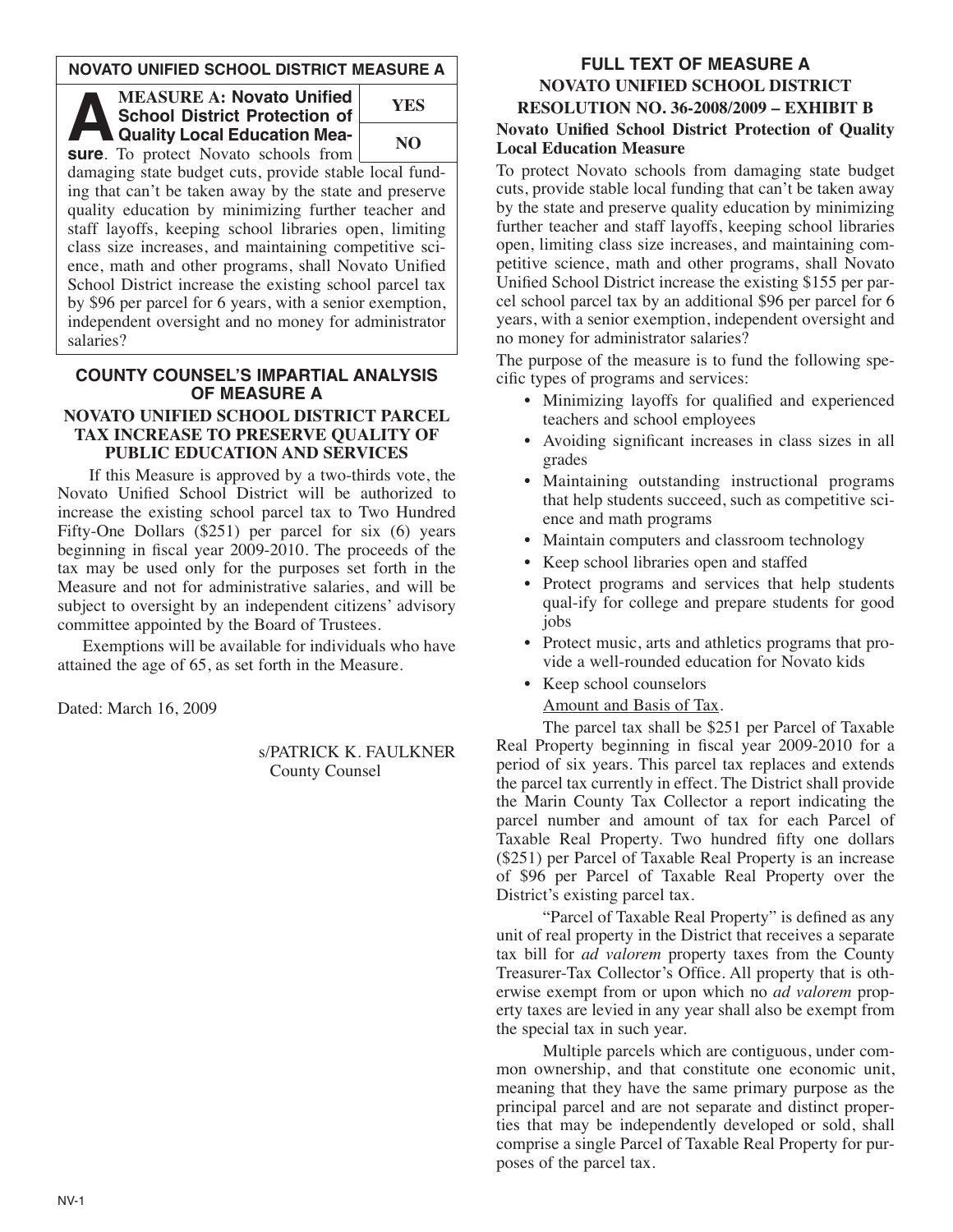## NOVATO UNIFIED SCHOOL DISTRICT MEASURE A

**MEASURE A: Novato Unified School District Protection of Quality Local Education Measure**. To protect Novato schools from damaging state budget cuts, provide stable local funding that can't be taken away by the state and preserve quality education by minimizing further teacher and staff layoffs, keeping school libraries open, limiting class size increases, and maintaining competitive science, math and other programs, shall Novato Unified School District increase the existing school parcel tax by $96 per parcel for 6 years, with a senior exemption, independent oversight and no money for administrator salaries?

| YES |
|---|
| NO |

## COUNTY COUNSEL'S IMPARTIAL ANALYSIS OF MEASURE A

### NOVATO UNIFIED SCHOOL DISTRICT PARCEL TAX INCREASE TO PRESERVE QUALITY OF PUBLIC EDUCATION AND SERVICES

If this Measure is approved by a two-thirds vote, the Novato Unified School District will be authorized to increase the existing school parcel tax to Two Hundred Fifty-One Dollars ($251) per parcel for six (6) years beginning in fiscal year 2009-2010. The proceeds of the tax may be used only for the purposes set forth in the Measure and not for administrative salaries, and will be subject to oversight by an independent citizens' advisory committee appointed by the Board of Trustees.

Exemptions will be available for individuals who have attained the age of 65, as set forth in the Measure.

Dated: March 16, 2009

s/PATRICK K. FAULKNER
County Counsel

## FULL TEXT OF MEASURE A
### NOVATO UNIFIED SCHOOL DISTRICT
### RESOLUTION NO. 36-2008/2009 – EXHIBIT B

**Novato Unified School District Protection of Quality Local Education Measure**

To protect Novato schools from damaging state budget cuts, provide stable local funding that can't be taken away by the state and preserve quality education by minimizing further teacher and staff layoffs, keeping school libraries open, limiting class size increases, and maintaining competitive science, math and other programs, shall Novato Unified School District increase the existing $155 per parcel school parcel tax by an additional $96 per parcel for 6 years, with a senior exemption, independent oversight and no money for administrator salaries?

The purpose of the measure is to fund the following specific types of programs and services:

- Minimizing layoffs for qualified and experienced teachers and school employees
- Avoiding significant increases in class sizes in all grades
- Maintaining outstanding instructional programs that help students succeed, such as competitive science and math programs
- Maintain computers and classroom technology
- Keep school libraries open and staffed
- Protect programs and services that help students qual-ify for college and prepare students for good jobs
- Protect music, arts and athletics programs that provide a well-rounded education for Novato kids
- Keep school counselors

Amount and Basis of Tax.

The parcel tax shall be $251 per Parcel of Taxable Real Property beginning in fiscal year 2009-2010 for a period of six years. This parcel tax replaces and extends the parcel tax currently in effect. The District shall provide the Marin County Tax Collector a report indicating the parcel number and amount of tax for each Parcel of Taxable Real Property. Two hundred fifty one dollars ($251) per Parcel of Taxable Real Property is an increase of $96 per Parcel of Taxable Real Property over the District's existing parcel tax.

"Parcel of Taxable Real Property" is defined as any unit of real property in the District that receives a separate tax bill for *ad valorem* property taxes from the County Treasurer-Tax Collector's Office. All property that is otherwise exempt from or upon which no *ad valorem* property taxes are levied in any year shall also be exempt from the special tax in such year.

Multiple parcels which are contiguous, under common ownership, and that constitute one economic unit, meaning that they have the same primary purpose as the principal parcel and are not separate and distinct properties that may be independently developed or sold, shall comprise a single Parcel of Taxable Real Property for purposes of the parcel tax.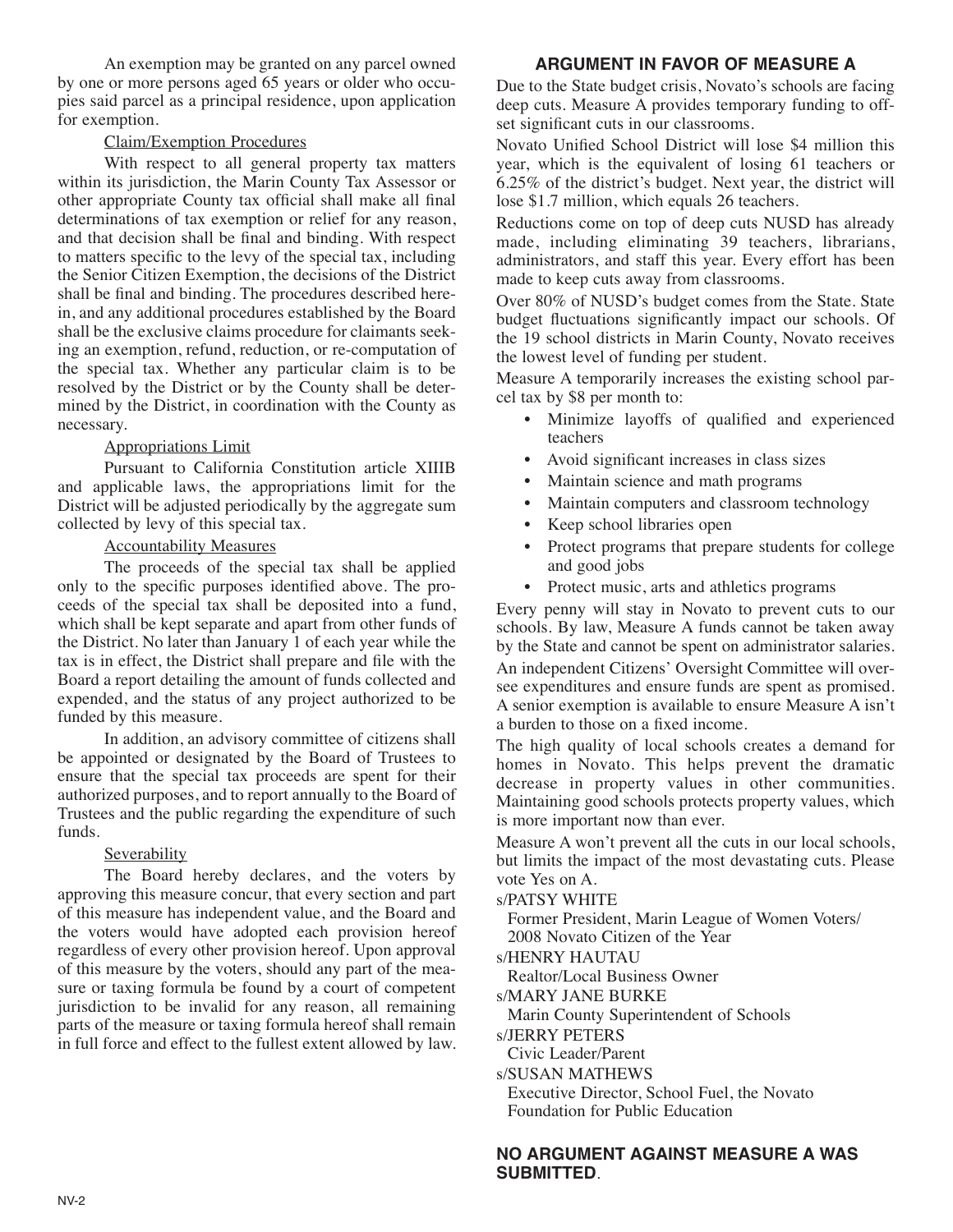An exemption may be granted on any parcel owned by one or more persons aged 65 years or older who occupies said parcel as a principal residence, upon application for exemption.

Claim/Exemption Procedures

With respect to all general property tax matters within its jurisdiction, the Marin County Tax Assessor or other appropriate County tax official shall make all final determinations of tax exemption or relief for any reason, and that decision shall be final and binding. With respect to matters specific to the levy of the special tax, including the Senior Citizen Exemption, the decisions of the District shall be final and binding. The procedures described herein, and any additional procedures established by the Board shall be the exclusive claims procedure for claimants seeking an exemption, refund, reduction, or re-computation of the special tax. Whether any particular claim is to be resolved by the District or by the County shall be determined by the District, in coordination with the County as necessary.

Appropriations Limit

Pursuant to California Constitution article XIIIB and applicable laws, the appropriations limit for the District will be adjusted periodically by the aggregate sum collected by levy of this special tax.

Accountability Measures

The proceeds of the special tax shall be applied only to the specific purposes identified above. The proceeds of the special tax shall be deposited into a fund, which shall be kept separate and apart from other funds of the District. No later than January 1 of each year while the tax is in effect, the District shall prepare and file with the Board a report detailing the amount of funds collected and expended, and the status of any project authorized to be funded by this measure.

In addition, an advisory committee of citizens shall be appointed or designated by the Board of Trustees to ensure that the special tax proceeds are spent for their authorized purposes, and to report annually to the Board of Trustees and the public regarding the expenditure of such funds.

Severability

The Board hereby declares, and the voters by approving this measure concur, that every section and part of this measure has independent value, and the Board and the voters would have adopted each provision hereof regardless of every other provision hereof. Upon approval of this measure by the voters, should any part of the measure or taxing formula be found by a court of competent jurisdiction to be invalid for any reason, all remaining parts of the measure or taxing formula hereof shall remain in full force and effect to the fullest extent allowed by law.

## ARGUMENT IN FAVOR OF MEASURE A

Due to the State budget crisis, Novato's schools are facing deep cuts. Measure A provides temporary funding to offset significant cuts in our classrooms.

Novato Unified School District will lose $4 million this year, which is the equivalent of losing 61 teachers or 6.25% of the district's budget. Next year, the district will lose $1.7 million, which equals 26 teachers.

Reductions come on top of deep cuts NUSD has already made, including eliminating 39 teachers, librarians, administrators, and staff this year. Every effort has been made to keep cuts away from classrooms.

Over 80% of NUSD's budget comes from the State. State budget fluctuations significantly impact our schools. Of the 19 school districts in Marin County, Novato receives the lowest level of funding per student.

Measure A temporarily increases the existing school parcel tax by $8 per month to:

- Minimize layoffs of qualified and experienced teachers
- Avoid significant increases in class sizes
- Maintain science and math programs
- Maintain computers and classroom technology
- Keep school libraries open
- Protect programs that prepare students for college and good jobs
- Protect music, arts and athletics programs

Every penny will stay in Novato to prevent cuts to our schools. By law, Measure A funds cannot be taken away by the State and cannot be spent on administrator salaries.

An independent Citizens' Oversight Committee will oversee expenditures and ensure funds are spent as promised. A senior exemption is available to ensure Measure A isn't a burden to those on a fixed income.

The high quality of local schools creates a demand for homes in Novato. This helps prevent the dramatic decrease in property values in other communities. Maintaining good schools protects property values, which is more important now than ever.

Measure A won't prevent all the cuts in our local schools, but limits the impact of the most devastating cuts. Please vote Yes on A.

s/PATSY WHITE
Former President, Marin League of Women Voters/
2008 Novato Citizen of the Year

s/HENRY HAUTAU
Realtor/Local Business Owner

s/MARY JANE BURKE
Marin County Superintendent of Schools

s/JERRY PETERS
Civic Leader/Parent

s/SUSAN MATHEWS
Executive Director, School Fuel, the Novato Foundation for Public Education

## NO ARGUMENT AGAINST MEASURE A WAS SUBMITTED.